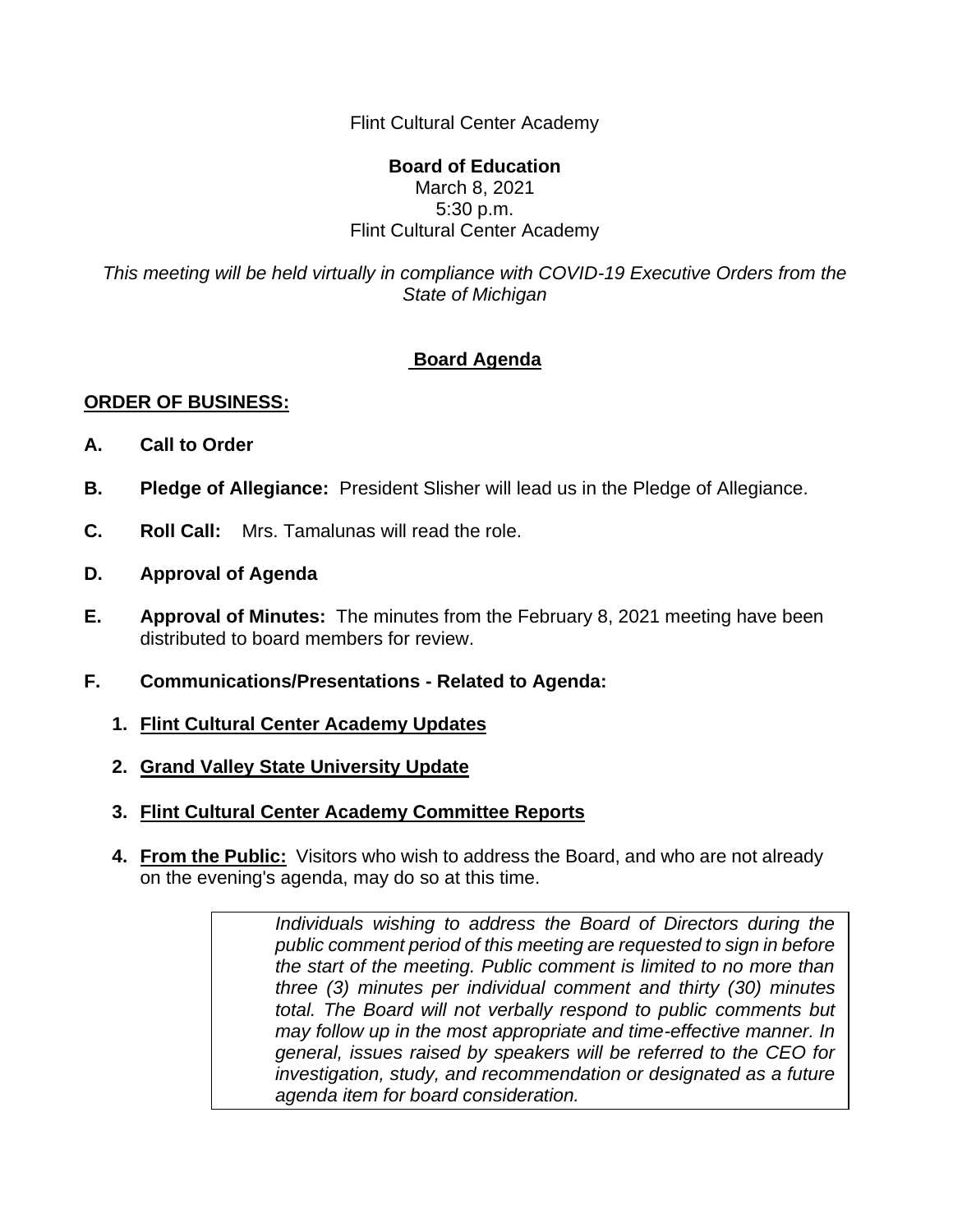Flint Cultural Center Academy

**Board of Education**
March 8, 2021
5:30 p.m.
Flint Cultural Center Academy

*This meeting will be held virtually in compliance with COVID-19 Executive Orders from the State of Michigan*

## Board Agenda

**ORDER OF BUSINESS:**

**A. Call to Order**

**B. Pledge of Allegiance:** President Slisher will lead us in the Pledge of Allegiance.

**C. Roll Call:** Mrs. Tamalunas will read the role.

**D. Approval of Agenda**

**E. Approval of Minutes:** The minutes from the February 8, 2021 meeting have been distributed to board members for review.

**F. Communications/Presentations - Related to Agenda:**

1. **Flint Cultural Center Academy Updates**
2. **Grand Valley State University Update**
3. **Flint Cultural Center Academy Committee Reports**
4. **From the Public:** Visitors who wish to address the Board, and who are not already on the evening's agenda, may do so at this time.

> *Individuals wishing to address the Board of Directors during the public comment period of this meeting are requested to sign in before the start of the meeting. Public comment is limited to no more than three (3) minutes per individual comment and thirty (30) minutes total. The Board will not verbally respond to public comments but may follow up in the most appropriate and time-effective manner. In general, issues raised by speakers will be referred to the CEO for investigation, study, and recommendation or designated as a future agenda item for board consideration.*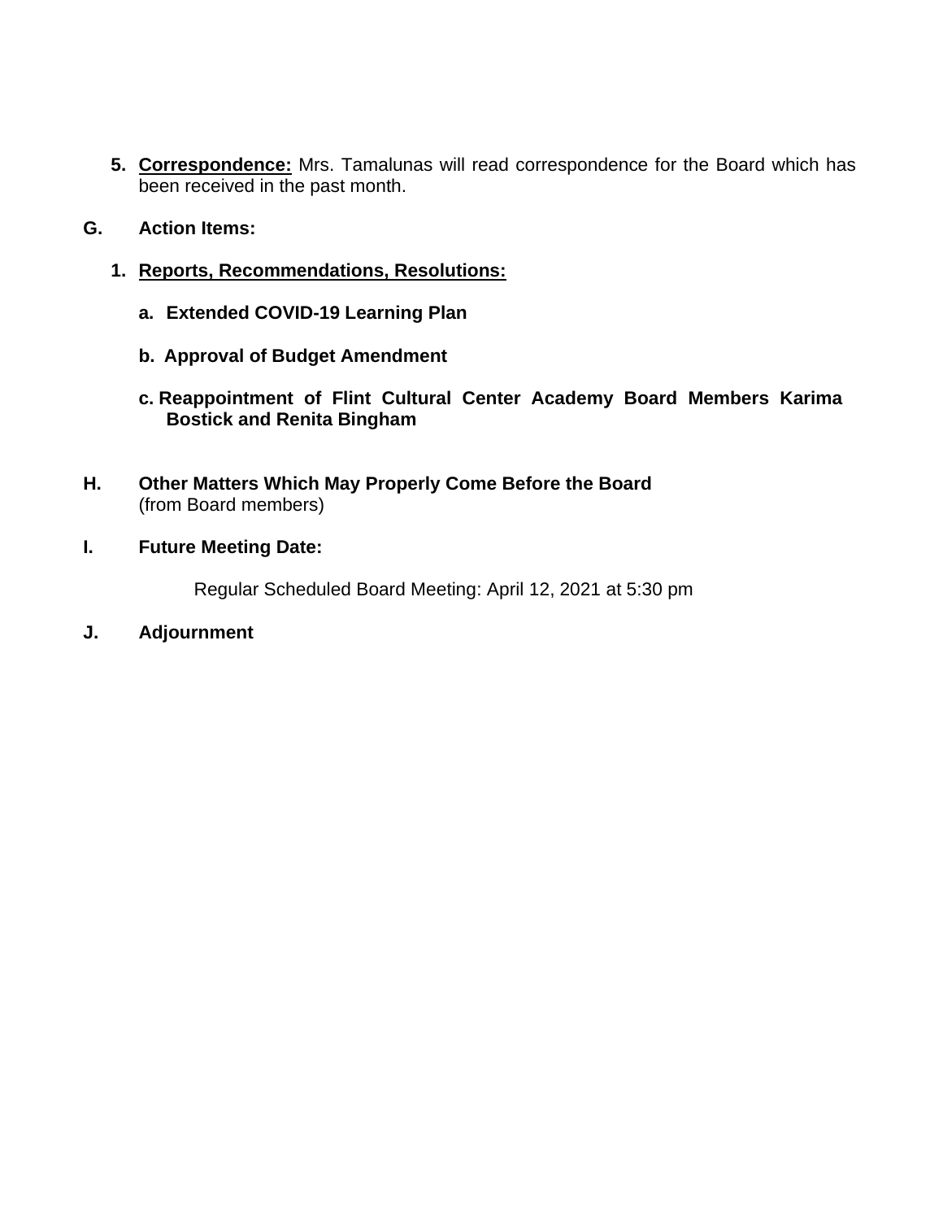5. **<u>Correspondence:</u>** Mrs. Tamalunas will read correspondence for the Board which has been received in the past month.

**G. Action Items:**

1. **<u>Reports, Recommendations, Resolutions:</u>**

   **a. Extended COVID-19 Learning Plan**

   **b. Approval of Budget Amendment**

   **c. Reappointment of Flint Cultural Center Academy Board Members Karima Bostick and Renita Bingham**

**H. Other Matters Which May Properly Come Before the Board**
(from Board members)

**I. Future Meeting Date:**

Regular Scheduled Board Meeting: April 12, 2021 at 5:30 pm

**J. Adjournment**